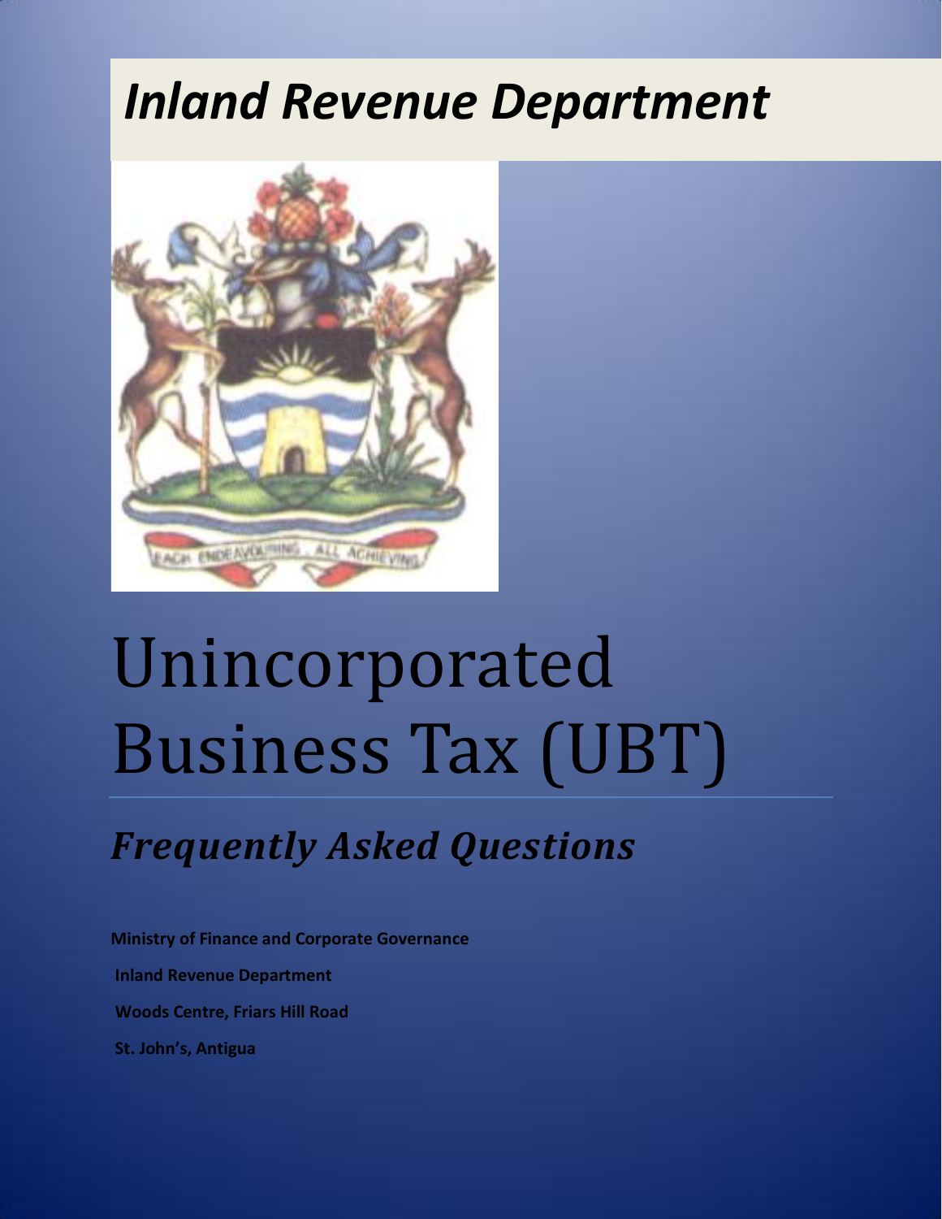# *Inland Revenue Department*

# Unincorporated Business Tax (UBT)

## *Frequently Asked Questions*

**Ministry of Finance and Corporate Governance**

**Inland Revenue Department**

**Woods Centre, Friars Hill Road**

**St. John's, Antigua**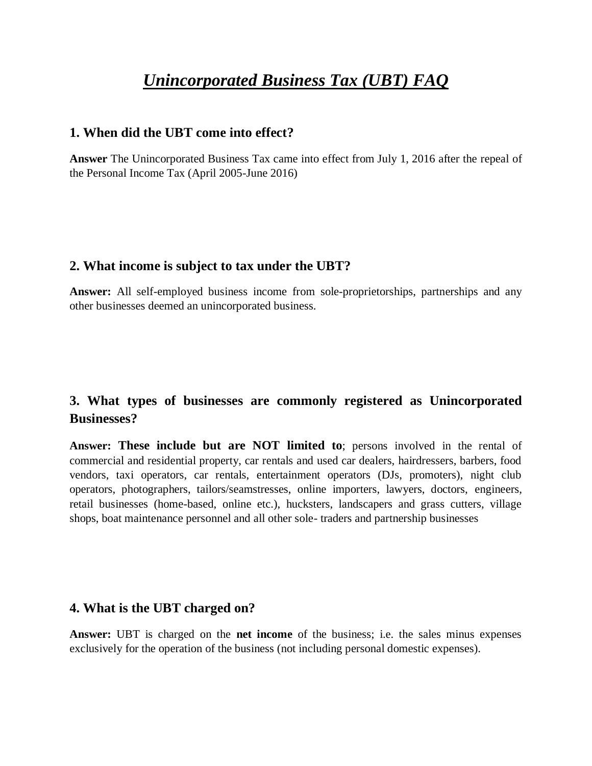# ***Unincorporated Business Tax (UBT) FAQ***

## 1. When did the UBT come into effect?

**Answer** The Unincorporated Business Tax came into effect from July 1, 2016 after the repeal of the Personal Income Tax (April 2005-June 2016)

## 2. What income is subject to tax under the UBT?

**Answer:** All self-employed business income from sole-proprietorships, partnerships and any other businesses deemed an unincorporated business.

## 3. What types of businesses are commonly registered as Unincorporated Businesses?

**Answer: These include but are NOT limited to**; persons involved in the rental of commercial and residential property, car rentals and used car dealers, hairdressers, barbers, food vendors, taxi operators, car rentals, entertainment operators (DJs, promoters), night club operators, photographers, tailors/seamstresses, online importers, lawyers, doctors, engineers, retail businesses (home-based, online etc.), hucksters, landscapers and grass cutters, village shops, boat maintenance personnel and all other sole- traders and partnership businesses

## 4. What is the UBT charged on?

**Answer:** UBT is charged on the **net income** of the business; i.e. the sales minus expenses exclusively for the operation of the business (not including personal domestic expenses).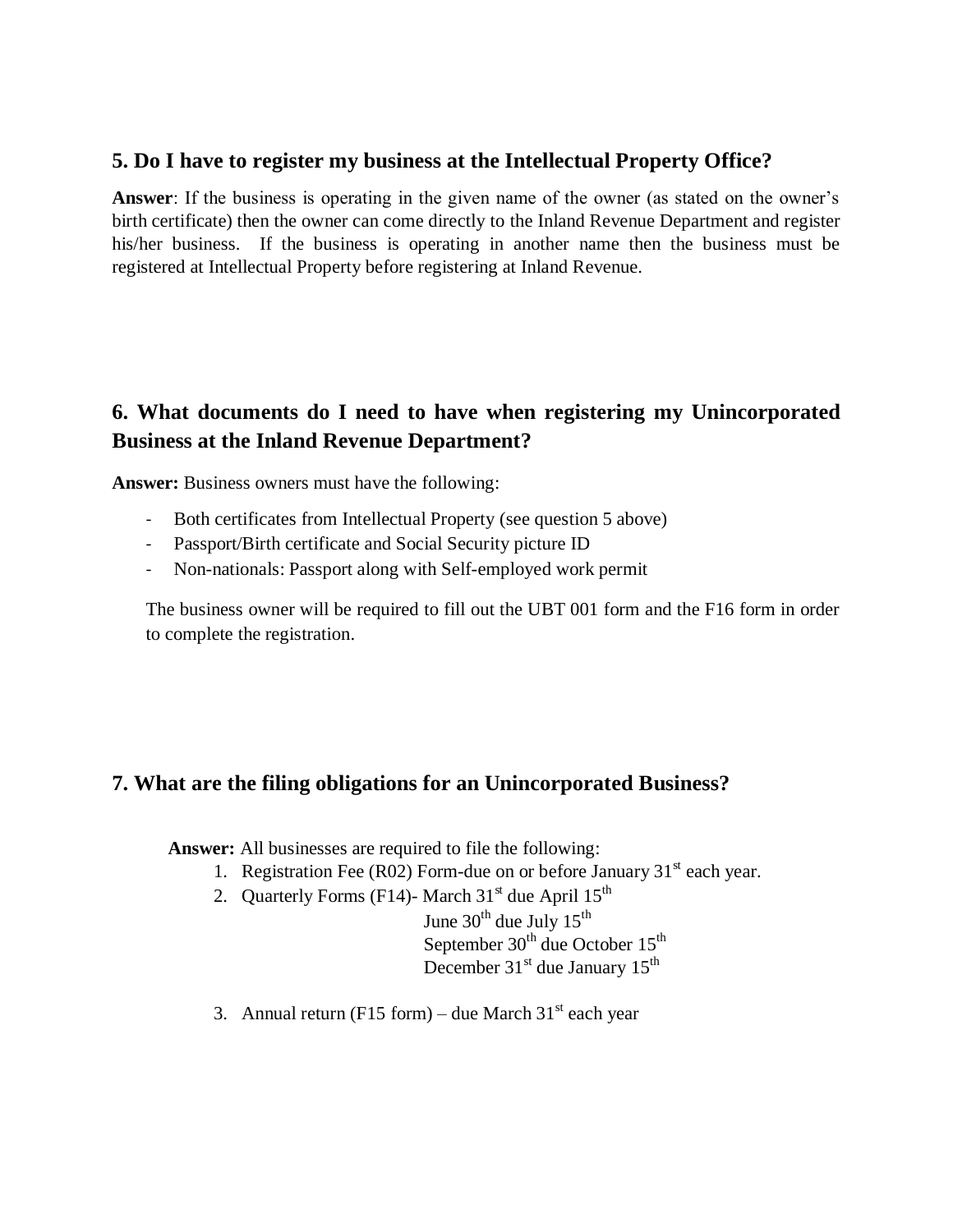## 5. Do I have to register my business at the Intellectual Property Office?

**Answer**: If the business is operating in the given name of the owner (as stated on the owner's birth certificate) then the owner can come directly to the Inland Revenue Department and register his/her business. If the business is operating in another name then the business must be registered at Intellectual Property before registering at Inland Revenue.

## 6. What documents do I need to have when registering my Unincorporated Business at the Inland Revenue Department?

**Answer:** Business owners must have the following:

- Both certificates from Intellectual Property (see question 5 above)
- Passport/Birth certificate and Social Security picture ID
- Non-nationals: Passport along with Self-employed work permit

The business owner will be required to fill out the UBT 001 form and the F16 form in order to complete the registration.

## 7. What are the filing obligations for an Unincorporated Business?

**Answer:** All businesses are required to file the following:

1. Registration Fee (R02) Form-due on or before January 31st each year.
2. Quarterly Forms (F14)- March 31st due April 15th
   June 30th due July 15th
   September 30th due October 15th
   December 31st due January 15th
3. Annual return (F15 form) – due March 31st each year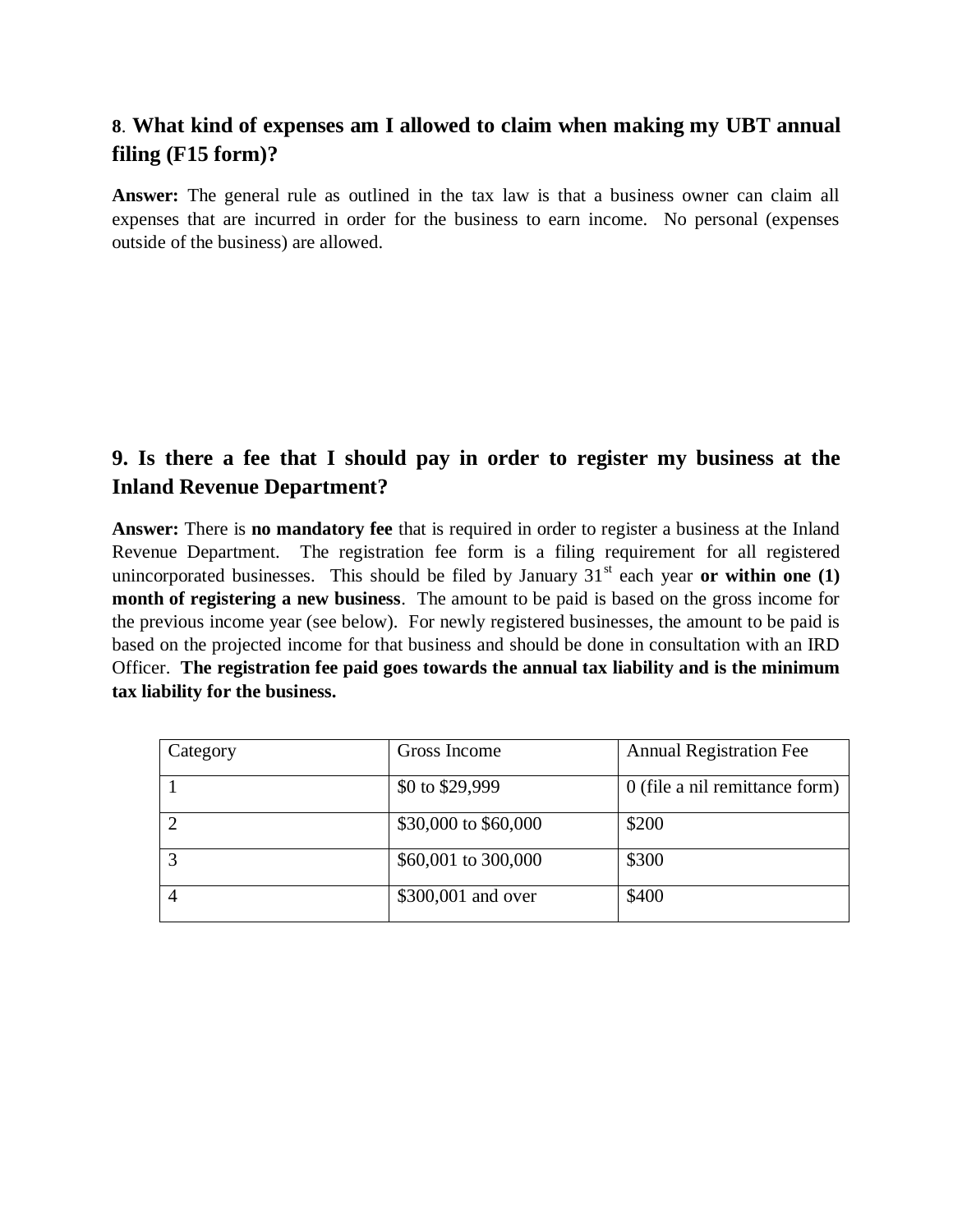### **8**. **What kind of expenses am I allowed to claim when making my UBT annual filing (F15 form)?**

**Answer:** The general rule as outlined in the tax law is that a business owner can claim all expenses that are incurred in order for the business to earn income. No personal (expenses outside of the business) are allowed.

### **9. Is there a fee that I should pay in order to register my business at the Inland Revenue Department?**

**Answer:** There is **no mandatory fee** that is required in order to register a business at the Inland Revenue Department. The registration fee form is a filing requirement for all registered unincorporated businesses. This should be filed by January 31st each year **or within one (1) month of registering a new business**. The amount to be paid is based on the gross income for the previous income year (see below). For newly registered businesses, the amount to be paid is based on the projected income for that business and should be done in consultation with an IRD Officer. **The registration fee paid goes towards the annual tax liability and is the minimum tax liability for the business.**

| Category | Gross Income | Annual Registration Fee |
|---|---|---|
| 1 | $0 to $29,999 | 0 (file a nil remittance form) |
| 2 | $30,000 to $60,000 | $200 |
| 3 | $60,001 to 300,000 | $300 |
| 4 | $300,001 and over | $400 |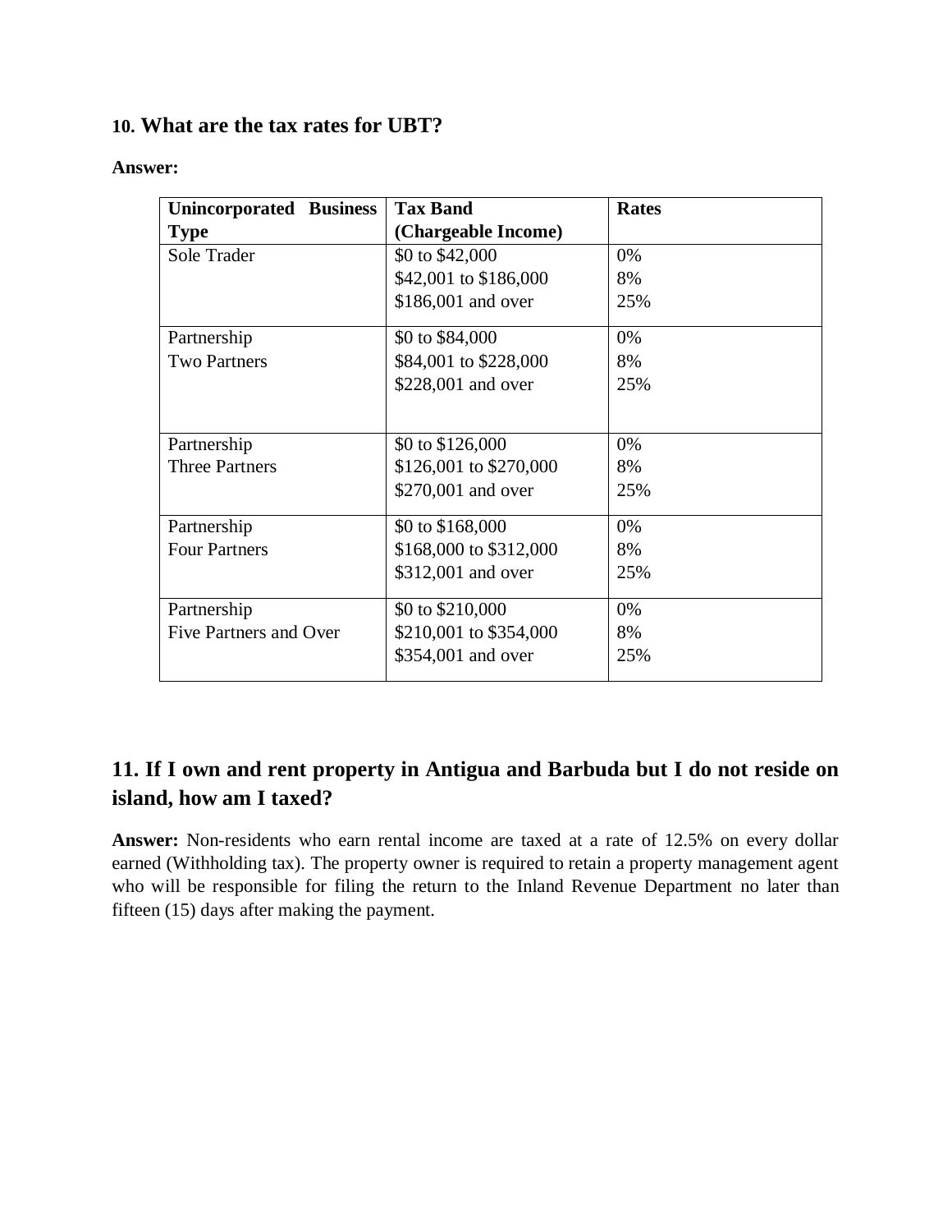### 10. What are the tax rates for UBT?

**Answer:**

| Unincorporated Business Type | Tax Band (Chargeable Income) | Rates |
|---|---|---|
| Sole Trader | \$0 to \$42,000<br>\$42,001 to \$186,000<br>\$186,001 and over | 0%<br>8%<br>25% |
| Partnership<br>Two Partners | \$0 to \$84,000<br>\$84,001 to \$228,000<br>\$228,001 and over | 0%<br>8%<br>25% |
| Partnership<br>Three Partners | \$0 to \$126,000<br>\$126,001 to \$270,000<br>\$270,001 and over | 0%<br>8%<br>25% |
| Partnership<br>Four Partners | \$0 to \$168,000<br>\$168,000 to \$312,000<br>\$312,001 and over | 0%<br>8%<br>25% |
| Partnership<br>Five Partners and Over | \$0 to \$210,000<br>\$210,001 to \$354,000<br>\$354,001 and over | 0%<br>8%<br>25% |

## 11. If I own and rent property in Antigua and Barbuda but I do not reside on island, how am I taxed?

**Answer:** Non-residents who earn rental income are taxed at a rate of 12.5% on every dollar earned (Withholding tax). The property owner is required to retain a property management agent who will be responsible for filing the return to the Inland Revenue Department no later than fifteen (15) days after making the payment.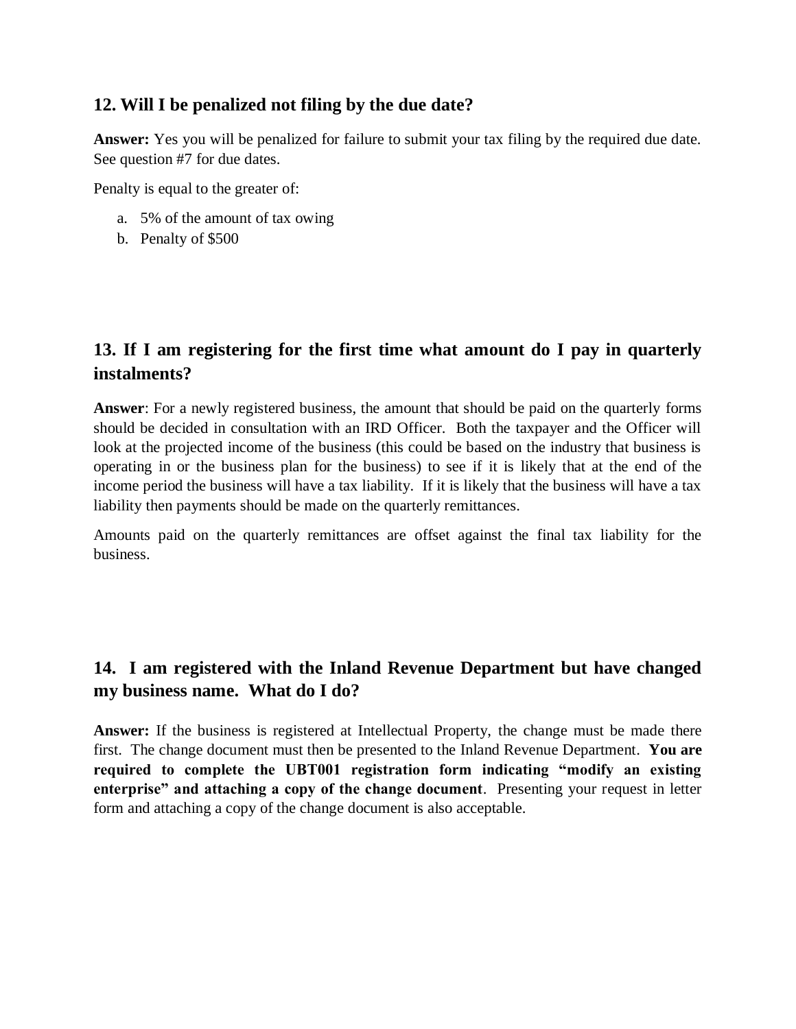## 12. Will I be penalized not filing by the due date?

**Answer:** Yes you will be penalized for failure to submit your tax filing by the required due date. See question #7 for due dates.

Penalty is equal to the greater of:

a. 5% of the amount of tax owing
b. Penalty of $500

## 13. If I am registering for the first time what amount do I pay in quarterly instalments?

**Answer**: For a newly registered business, the amount that should be paid on the quarterly forms should be decided in consultation with an IRD Officer. Both the taxpayer and the Officer will look at the projected income of the business (this could be based on the industry that business is operating in or the business plan for the business) to see if it is likely that at the end of the income period the business will have a tax liability. If it is likely that the business will have a tax liability then payments should be made on the quarterly remittances.

Amounts paid on the quarterly remittances are offset against the final tax liability for the business.

## 14. I am registered with the Inland Revenue Department but have changed my business name. What do I do?

**Answer:** If the business is registered at Intellectual Property, the change must be made there first. The change document must then be presented to the Inland Revenue Department. **You are required to complete the UBT001 registration form indicating "modify an existing enterprise" and attaching a copy of the change document**. Presenting your request in letter form and attaching a copy of the change document is also acceptable.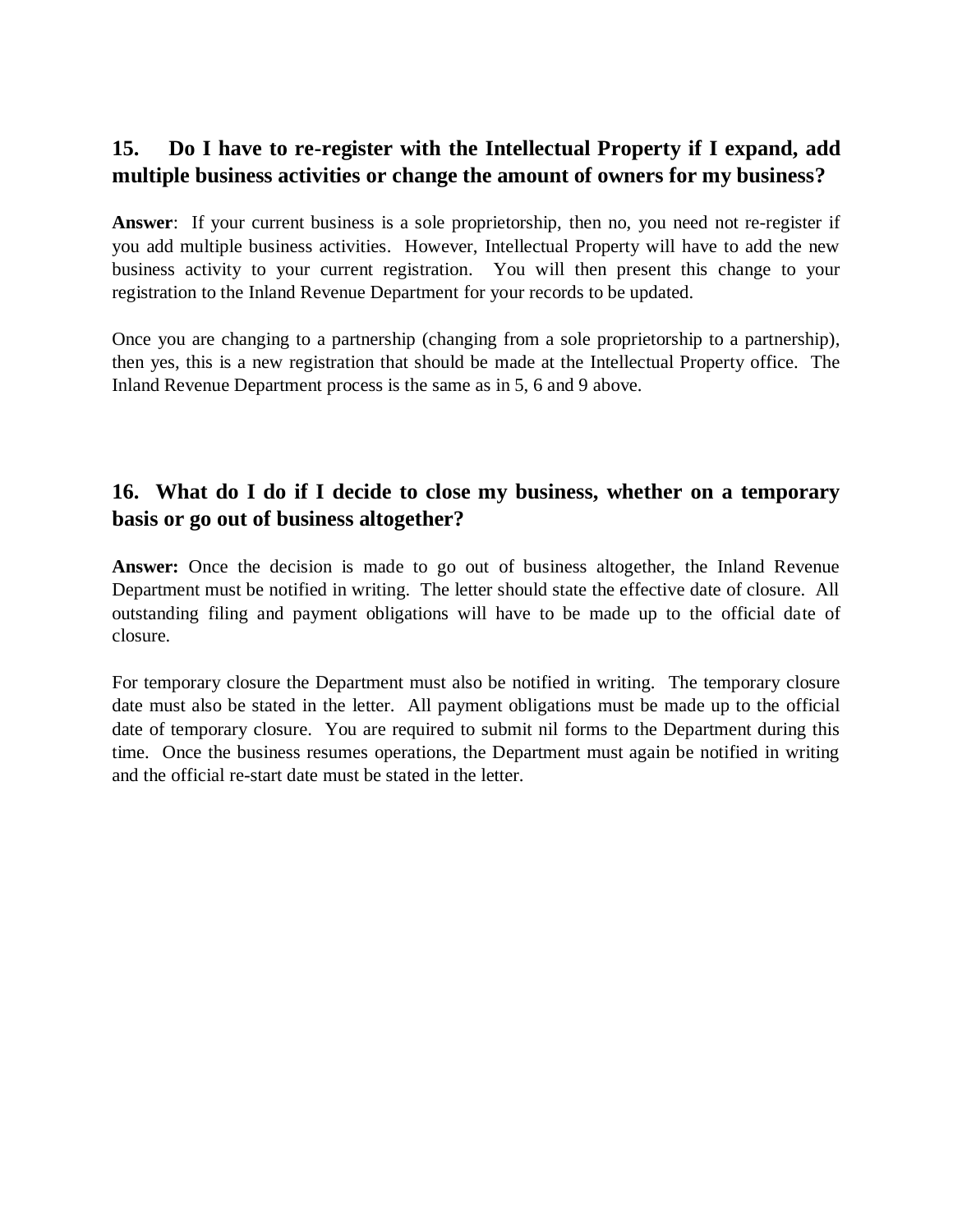### 15. Do I have to re-register with the Intellectual Property if I expand, add multiple business activities or change the amount of owners for my business?

**Answer**: If your current business is a sole proprietorship, then no, you need not re-register if you add multiple business activities. However, Intellectual Property will have to add the new business activity to your current registration. You will then present this change to your registration to the Inland Revenue Department for your records to be updated.

Once you are changing to a partnership (changing from a sole proprietorship to a partnership), then yes, this is a new registration that should be made at the Intellectual Property office. The Inland Revenue Department process is the same as in 5, 6 and 9 above.

### 16. What do I do if I decide to close my business, whether on a temporary basis or go out of business altogether?

**Answer:** Once the decision is made to go out of business altogether, the Inland Revenue Department must be notified in writing. The letter should state the effective date of closure. All outstanding filing and payment obligations will have to be made up to the official date of closure.

For temporary closure the Department must also be notified in writing. The temporary closure date must also be stated in the letter. All payment obligations must be made up to the official date of temporary closure. You are required to submit nil forms to the Department during this time. Once the business resumes operations, the Department must again be notified in writing and the official re-start date must be stated in the letter.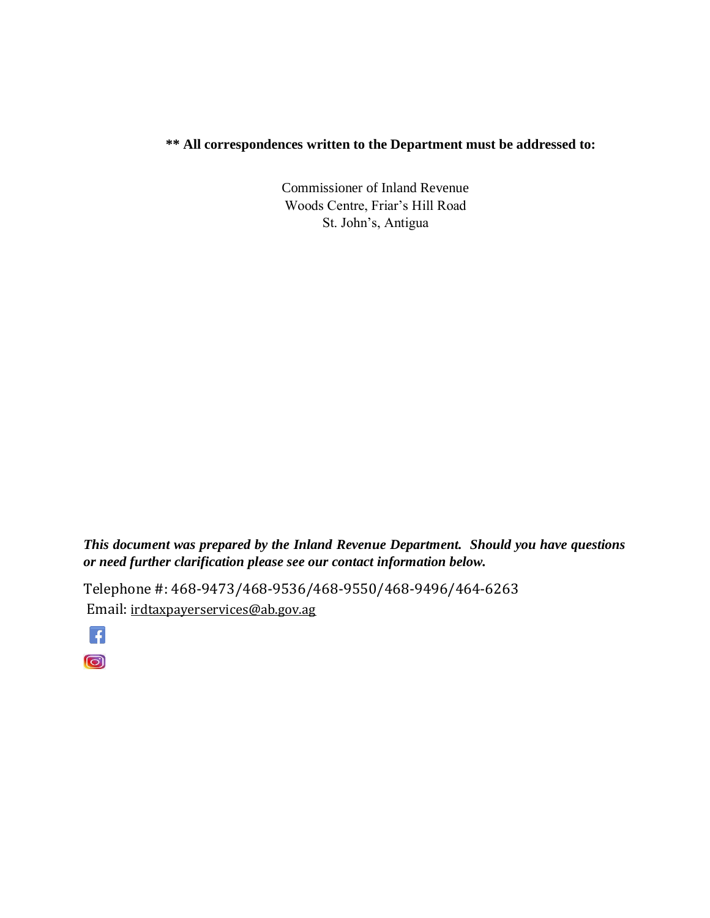**** All correspondences written to the Department must be addressed to:**

Commissioner of Inland Revenue
Woods Centre, Friar's Hill Road
St. John's, Antigua

***This document was prepared by the Inland Revenue Department. Should you have questions or need further clarification please see our contact information below.***

Telephone #: 468-9473/468-9536/468-9550/468-9496/464-6263

Email: irdtaxpayerservices@ab.gov.ag